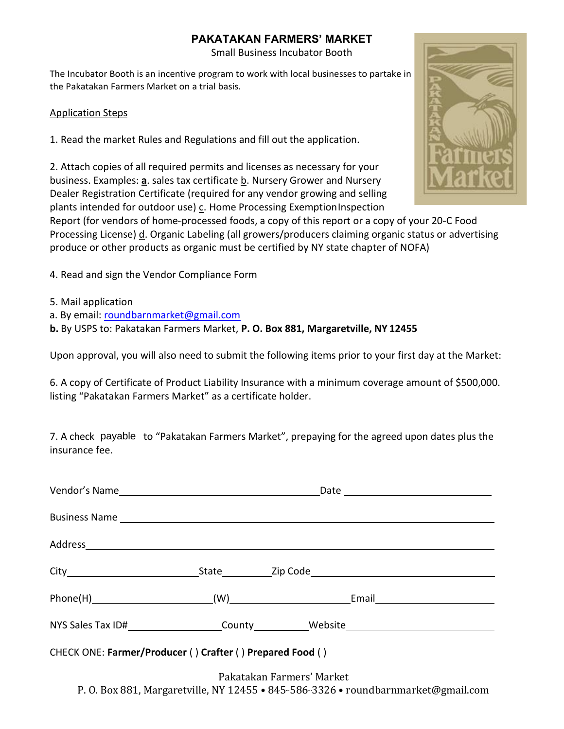# PAKATAKAN FARMERS' MARKET

Small Business Incubator Booth

The Incubator Booth is an incentive program to work with local businesses to partake in the Pakatakan Farmers Market on a trial basis.

Application Steps

1. Read the market Rules and Regulations and fill out the application.

2. Attach copies of all required permits and licenses as necessary for your business. Examples: **a**. sales tax certificate b. Nursery Grower and Nursery Dealer Registration Certificate (required for any vendor growing and selling plants intended for outdoor use) c. Home Processing Exemption Inspection Report (for vendors of home-processed foods, a copy of this report or a copy of your 20-C Food Processing License) d. Organic Labeling (all growers/producers claiming organic status or advertising produce or other products as organic must be certified by NY state chapter of NOFA)

4. Read and sign the Vendor Compliance Form

5. Mail application

a. By email: roundbarnmarket@gmail.com

**b.** By USPS to: Pakatakan Farmers Market, **P. O. Box 881, Margaretville, NY 12455**

Upon approval, you will also need to submit the following items prior to your first day at the Market:

6. A copy of Certificate of Product Liability Insurance with a minimum coverage amount of $500,000. listing "Pakatakan Farmers Market" as a certificate holder.

7. A check payable to "Pakatakan Farmers Market", prepaying for the agreed upon dates plus the insurance fee.

Vendor's Name\_\_\_\_\_\_\_\_\_\_\_\_\_\_\_\_\_\_\_\_\_\_\_\_\_\_\_\_\_\_ Date \_\_\_\_\_\_\_\_\_\_\_\_\_\_\_\_\_\_\_\_

Business Name \_\_\_\_\_\_\_\_\_\_\_\_\_\_\_\_\_\_\_\_\_\_\_\_\_\_\_\_\_\_\_\_\_\_\_\_\_\_\_\_\_\_\_\_\_\_\_\_\_\_

Address\_\_\_\_\_\_\_\_\_\_\_\_\_\_\_\_\_\_\_\_\_\_\_\_\_\_\_\_\_\_\_\_\_\_\_\_\_\_\_\_\_\_\_\_\_\_\_\_\_\_\_\_\_\_\_\_\_\_

City\_\_\_\_\_\_\_\_\_\_\_\_\_\_\_\_\_\_\_\_ State\_\_\_\_\_\_\_ Zip Code\_\_\_\_\_\_\_\_\_\_\_\_\_\_\_\_\_\_\_\_\_\_\_\_\_\_

Phone(H)\_\_\_\_\_\_\_\_\_\_\_\_\_\_\_\_\_\_ (W)\_\_\_\_\_\_\_\_\_\_\_\_\_\_\_\_\_\_ Email\_\_\_\_\_\_\_\_\_\_\_\_\_\_\_\_\_\_

NYS Sales Tax ID#\_\_\_\_\_\_\_\_\_\_\_\_\_\_\_ County\_\_\_\_\_\_\_\_ Website\_\_\_\_\_\_\_\_\_\_\_\_\_\_\_\_\_\_\_\_\_\_

CHECK ONE: **Farmer/Producer** ( ) **Crafter** ( ) **Prepared Food** ( )

Pakatakan Farmers' Market
P. O. Box 881, Margaretville, NY 12455 • 845-586-3326 • roundbarnmarket@gmail.com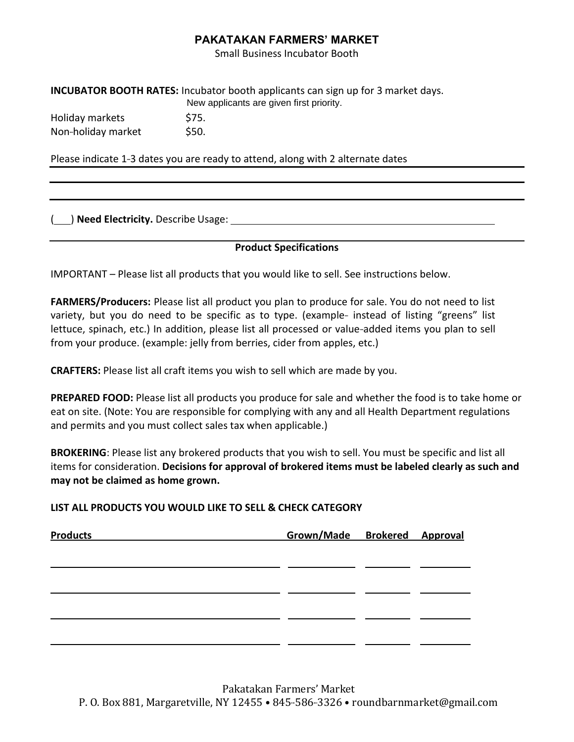# PAKATAKAN FARMERS' MARKET

Small Business Incubator Booth

**INCUBATOR BOOTH RATES:** Incubator booth applicants can sign up for 3 market days.
New applicants are given first priority.

| | |
|---|---|
| Holiday markets | $75. |
| Non-holiday market | $50. |

Please indicate 1-3 dates you are ready to attend, along with 2 alternate dates

___________________________________________

___________________________________________

___________________________________________

(___) **Need Electricity.** Describe Usage: ______________________________

## Product Specifications

IMPORTANT – Please list all products that you would like to sell. See instructions below.

**FARMERS/Producers:** Please list all product you plan to produce for sale. You do not need to list variety, but you do need to be specific as to type. (example- instead of listing "greens" list lettuce, spinach, etc.) In addition, please list all processed or value-added items you plan to sell from your produce. (example: jelly from berries, cider from apples, etc.)

**CRAFTERS:** Please list all craft items you wish to sell which are made by you.

**PREPARED FOOD:** Please list all products you produce for sale and whether the food is to take home or eat on site. (Note: You are responsible for complying with any and all Health Department regulations and permits and you must collect sales tax when applicable.)

**BROKERING**: Please list any brokered products that you wish to sell. You must be specific and list all items for consideration. **Decisions for approval of brokered items must be labeled clearly as such and may not be claimed as home grown.**

**LIST ALL PRODUCTS YOU WOULD LIKE TO SELL & CHECK CATEGORY**

| Products | Grown/Made | Brokered | Approval |
|---|---|---|---|
| | | | |
| | | | |
| | | | |
| | | | |

Pakatakan Farmers' Market
P. O. Box 881, Margaretville, NY 12455 • 845-586-3326 • roundbarnmarket@gmail.com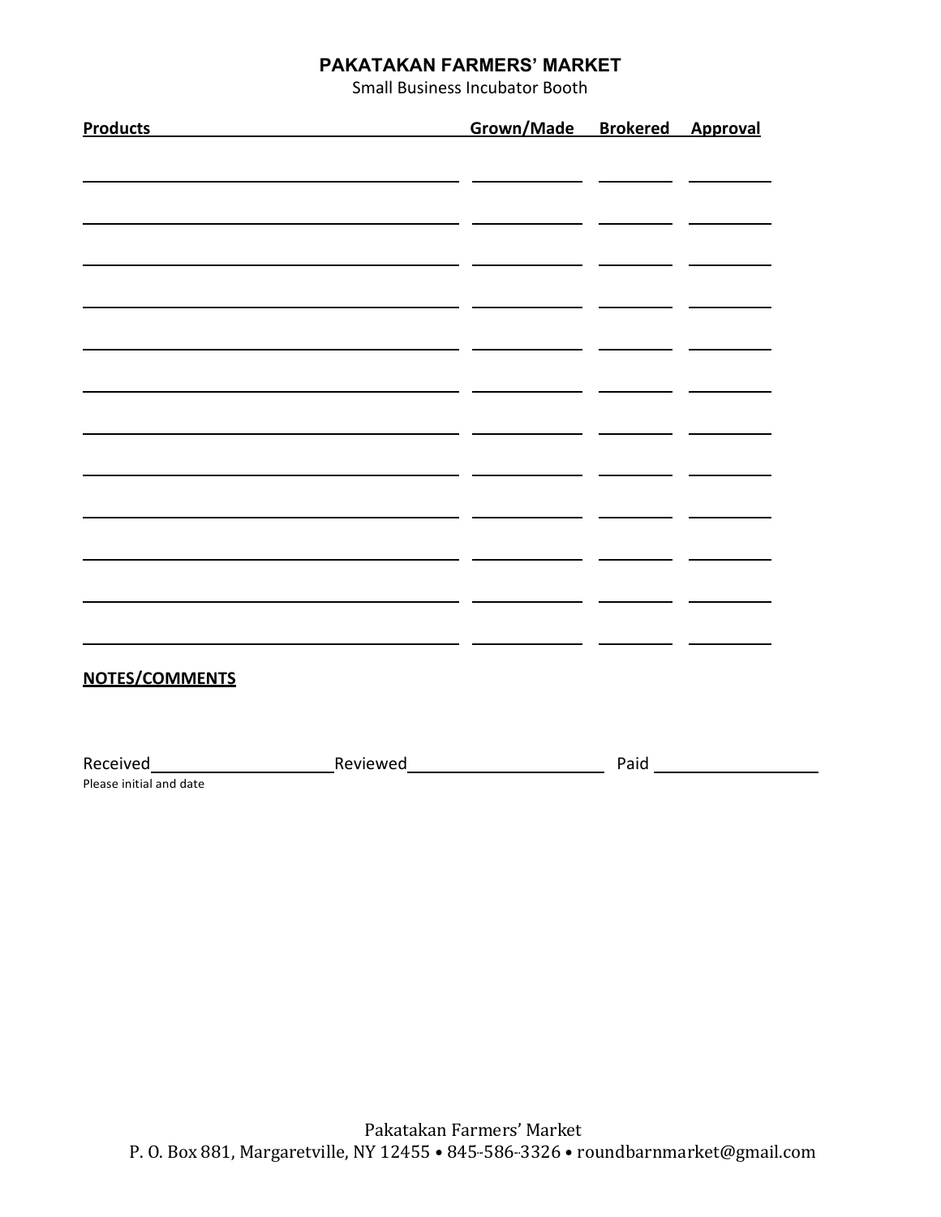**PAKATAKAN FARMERS' MARKET**

Small Business Incubator Booth

| Products | Grown/Made | Brokered | Approval |
| --- | --- | --- | --- |
| | | | |
| | | | |
| | | | |
| | | | |
| | | | |
| | | | |
| | | | |
| | | | |
| | | | |
| | | | |
| | | | |
| | | | |

**NOTES/COMMENTS**

Received\_\_\_\_\_\_\_\_\_\_\_\_\_\_\_\_\_\_\_\_ Reviewed\_\_\_\_\_\_\_\_\_\_\_\_\_\_\_\_\_\_\_\_\_\_ Paid \_\_\_\_\_\_\_\_\_\_\_\_\_\_\_\_\_\_\_\_

Please initial and date

Pakatakan Farmers' Market
P. O. Box 881, Margaretville, NY 12455 • 845-586-3326 • roundbarnmarket@gmail.com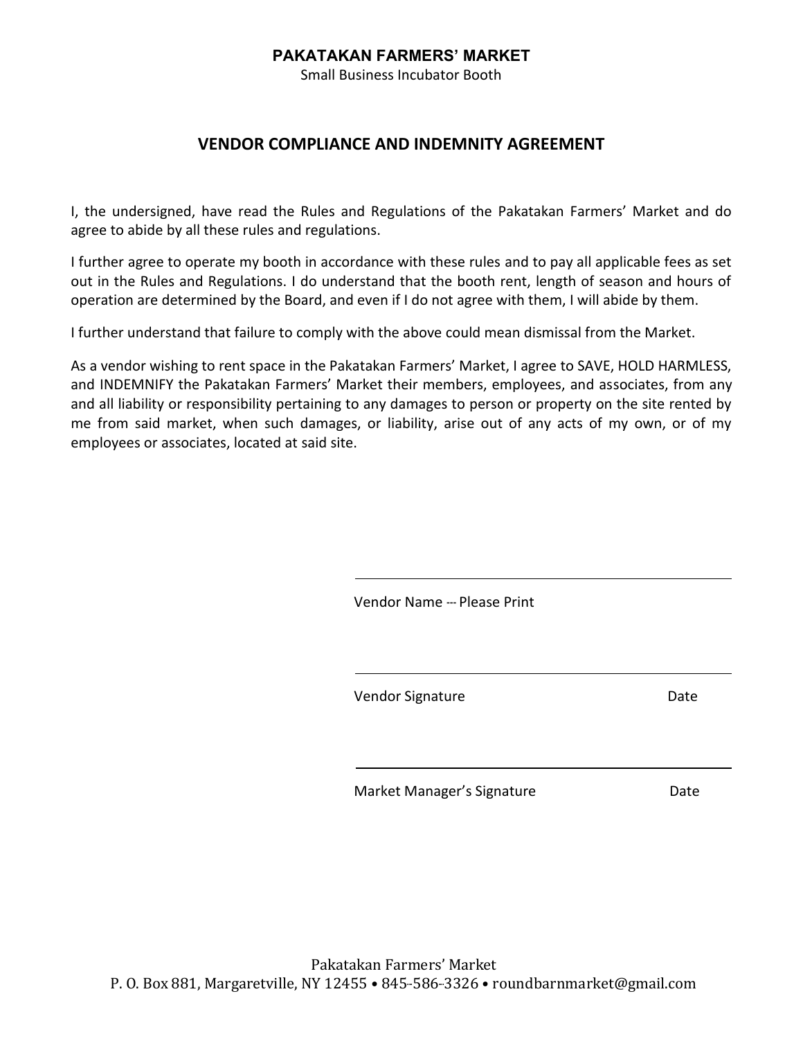**PAKATAKAN FARMERS' MARKET**

Small Business Incubator Booth

## VENDOR COMPLIANCE AND INDEMNITY AGREEMENT

I, the undersigned, have read the Rules and Regulations of the Pakatakan Farmers' Market and do agree to abide by all these rules and regulations.

I further agree to operate my booth in accordance with these rules and to pay all applicable fees as set out in the Rules and Regulations. I do understand that the booth rent, length of season and hours of operation are determined by the Board, and even if I do not agree with them, I will abide by them.

I further understand that failure to comply with the above could mean dismissal from the Market.

As a vendor wishing to rent space in the Pakatakan Farmers' Market, I agree to SAVE, HOLD HARMLESS, and INDEMNIFY the Pakatakan Farmers' Market their members, employees, and associates, from any and all liability or responsibility pertaining to any damages to person or property on the site rented by me from said market, when such damages, or liability, arise out of any acts of my own, or of my employees or associates, located at said site.

\_\_\_\_\_\_\_\_\_\_\_\_\_\_\_\_\_\_\_\_\_\_\_\_\_\_\_\_\_\_\_\_\_\_\_\_\_\_\_\_

Vendor Name --- Please Print

\_\_\_\_\_\_\_\_\_\_\_\_\_\_\_\_\_\_\_\_\_\_\_\_\_\_\_\_\_\_\_\_\_\_\_\_\_\_\_\_

Vendor Signature Date

\_\_\_\_\_\_\_\_\_\_\_\_\_\_\_\_\_\_\_\_\_\_\_\_\_\_\_\_\_\_\_\_\_\_\_\_\_\_\_\_

Market Manager's Signature Date

Pakatakan Farmers' Market
P. O. Box 881, Margaretville, NY 12455 • 845-586-3326 • roundbarnmarket@gmail.com